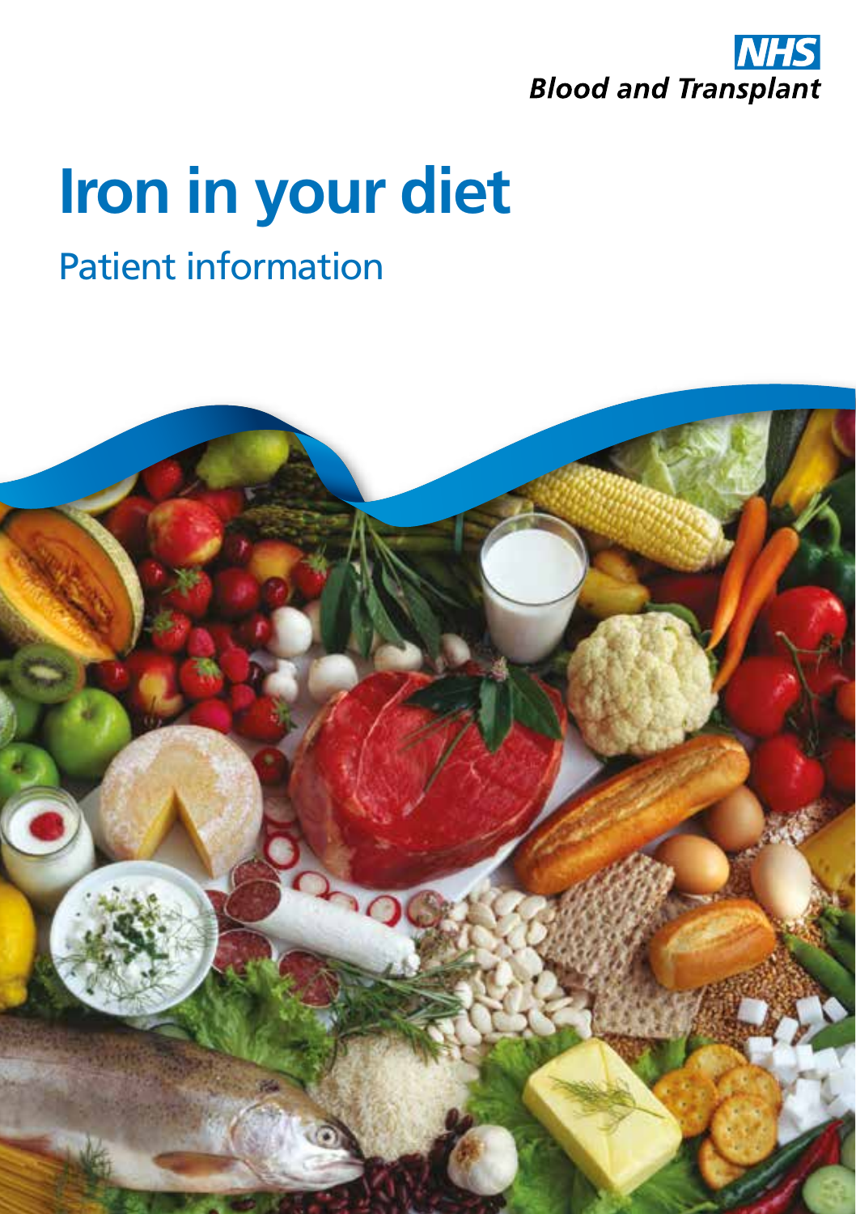NHS
Blood and Transplant

# Iron in your diet

## Patient information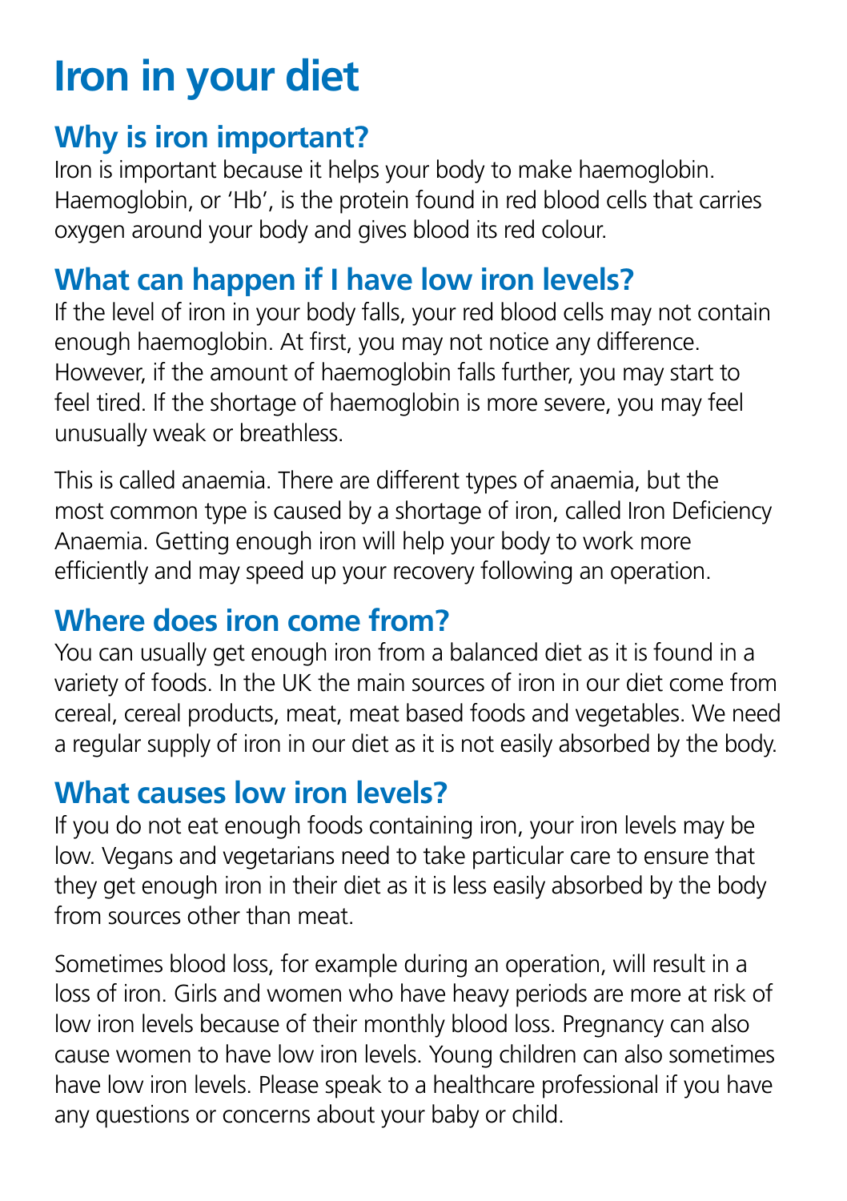# Iron in your diet

## Why is iron important?

Iron is important because it helps your body to make haemoglobin. Haemoglobin, or 'Hb', is the protein found in red blood cells that carries oxygen around your body and gives blood its red colour.

## What can happen if I have low iron levels?

If the level of iron in your body falls, your red blood cells may not contain enough haemoglobin. At first, you may not notice any difference. However, if the amount of haemoglobin falls further, you may start to feel tired. If the shortage of haemoglobin is more severe, you may feel unusually weak or breathless.

This is called anaemia. There are different types of anaemia, but the most common type is caused by a shortage of iron, called Iron Deficiency Anaemia. Getting enough iron will help your body to work more efficiently and may speed up your recovery following an operation.

## Where does iron come from?

You can usually get enough iron from a balanced diet as it is found in a variety of foods. In the UK the main sources of iron in our diet come from cereal, cereal products, meat, meat based foods and vegetables. We need a regular supply of iron in our diet as it is not easily absorbed by the body.

## What causes low iron levels?

If you do not eat enough foods containing iron, your iron levels may be low. Vegans and vegetarians need to take particular care to ensure that they get enough iron in their diet as it is less easily absorbed by the body from sources other than meat.

Sometimes blood loss, for example during an operation, will result in a loss of iron. Girls and women who have heavy periods are more at risk of low iron levels because of their monthly blood loss. Pregnancy can also cause women to have low iron levels. Young children can also sometimes have low iron levels. Please speak to a healthcare professional if you have any questions or concerns about your baby or child.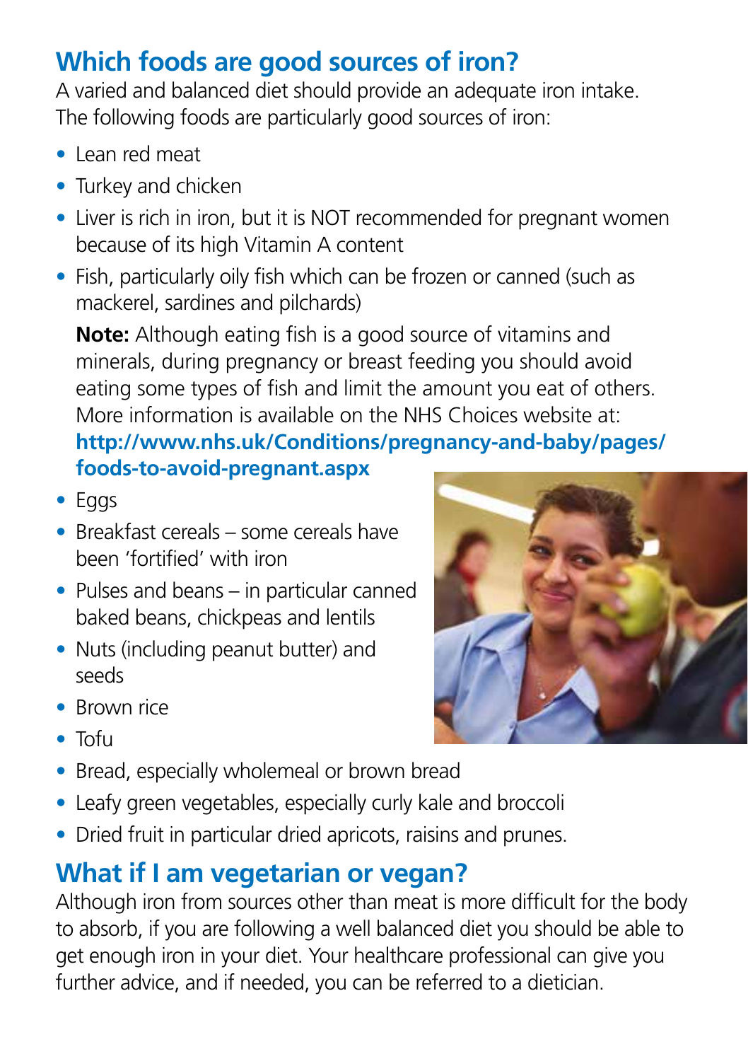## Which foods are good sources of iron?

A varied and balanced diet should provide an adequate iron intake. The following foods are particularly good sources of iron:

- Lean red meat
- Turkey and chicken
- Liver is rich in iron, but it is NOT recommended for pregnant women because of its high Vitamin A content
- Fish, particularly oily fish which can be frozen or canned (such as mackerel, sardines and pilchards)

  **Note:** Although eating fish is a good source of vitamins and minerals, during pregnancy or breast feeding you should avoid eating some types of fish and limit the amount you eat of others. More information is available on the NHS Choices website at: **http://www.nhs.uk/Conditions/pregnancy-and-baby/pages/foods-to-avoid-pregnant.aspx**
- Eggs
- Breakfast cereals – some cereals have been 'fortified' with iron
- Pulses and beans – in particular canned baked beans, chickpeas and lentils
- Nuts (including peanut butter) and seeds
- Brown rice
- Tofu
- Bread, especially wholemeal or brown bread
- Leafy green vegetables, especially curly kale and broccoli
- Dried fruit in particular dried apricots, raisins and prunes.

## What if I am vegetarian or vegan?

Although iron from sources other than meat is more difficult for the body to absorb, if you are following a well balanced diet you should be able to get enough iron in your diet. Your healthcare professional can give you further advice, and if needed, you can be referred to a dietician.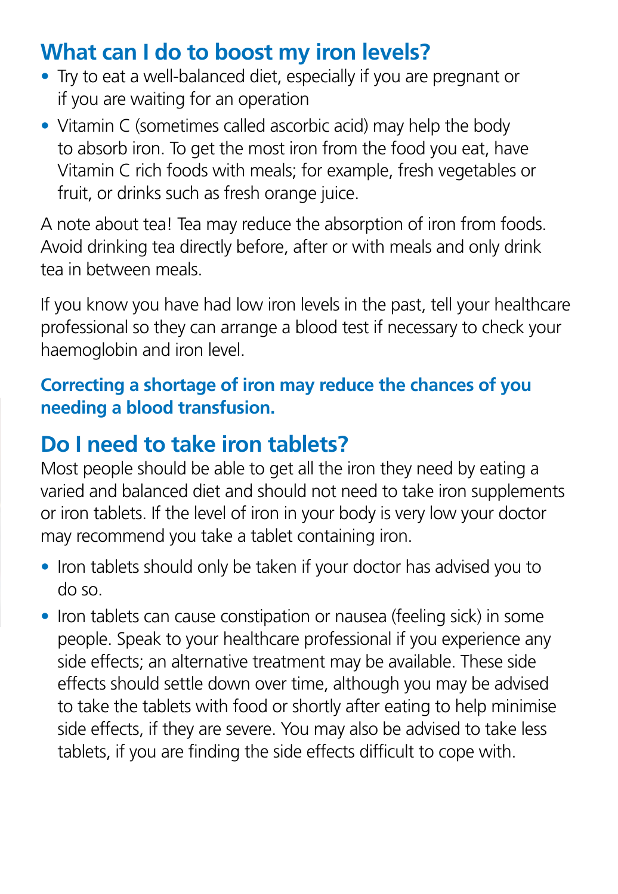## What can I do to boost my iron levels?

- Try to eat a well-balanced diet, especially if you are pregnant or if you are waiting for an operation
- Vitamin C (sometimes called ascorbic acid) may help the body to absorb iron. To get the most iron from the food you eat, have Vitamin C rich foods with meals; for example, fresh vegetables or fruit, or drinks such as fresh orange juice.

A note about tea! Tea may reduce the absorption of iron from foods. Avoid drinking tea directly before, after or with meals and only drink tea in between meals.

If you know you have had low iron levels in the past, tell your healthcare professional so they can arrange a blood test if necessary to check your haemoglobin and iron level.

**Correcting a shortage of iron may reduce the chances of you needing a blood transfusion.**

## Do I need to take iron tablets?

Most people should be able to get all the iron they need by eating a varied and balanced diet and should not need to take iron supplements or iron tablets. If the level of iron in your body is very low your doctor may recommend you take a tablet containing iron.

- Iron tablets should only be taken if your doctor has advised you to do so.
- Iron tablets can cause constipation or nausea (feeling sick) in some people. Speak to your healthcare professional if you experience any side effects; an alternative treatment may be available. These side effects should settle down over time, although you may be advised to take the tablets with food or shortly after eating to help minimise side effects, if they are severe. You may also be advised to take less tablets, if you are finding the side effects difficult to cope with.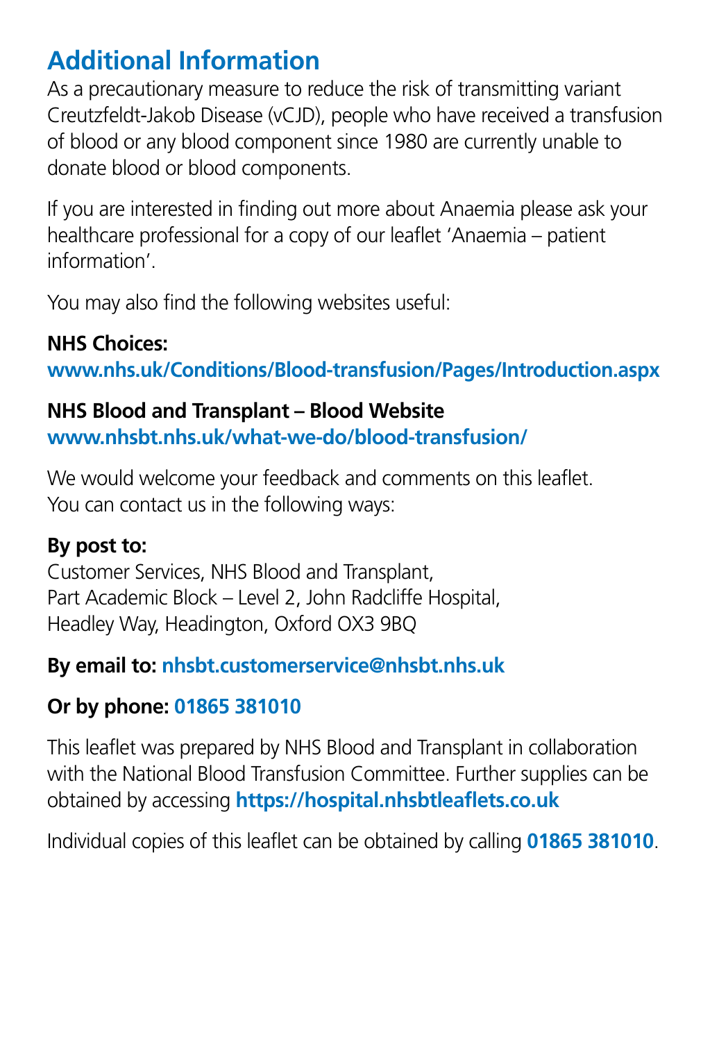## Additional Information

As a precautionary measure to reduce the risk of transmitting variant Creutzfeldt-Jakob Disease (vCJD), people who have received a transfusion of blood or any blood component since 1980 are currently unable to donate blood or blood components.

If you are interested in finding out more about Anaemia please ask your healthcare professional for a copy of our leaflet 'Anaemia – patient information'.

You may also find the following websites useful:

**NHS Choices:**
**www.nhs.uk/Conditions/Blood-transfusion/Pages/Introduction.aspx**

**NHS Blood and Transplant – Blood Website**
**www.nhsbt.nhs.uk/what-we-do/blood-transfusion/**

We would welcome your feedback and comments on this leaflet. You can contact us in the following ways:

**By post to:**
Customer Services, NHS Blood and Transplant,
Part Academic Block – Level 2, John Radcliffe Hospital,
Headley Way, Headington, Oxford OX3 9BQ

**By email to: nhsbt.customerservice@nhsbt.nhs.uk**

**Or by phone: 01865 381010**

This leaflet was prepared by NHS Blood and Transplant in collaboration with the National Blood Transfusion Committee. Further supplies can be obtained by accessing **https://hospital.nhsbtleaflets.co.uk**

Individual copies of this leaflet can be obtained by calling **01865 381010**.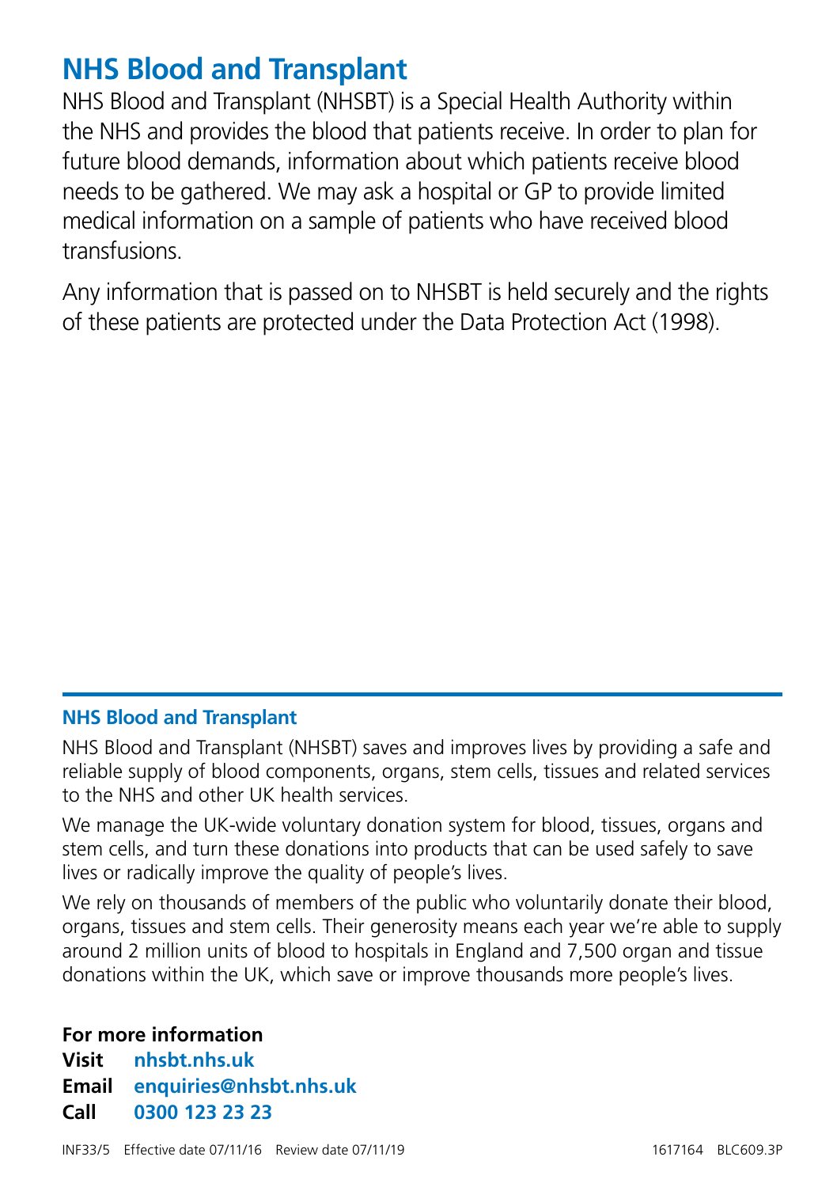## NHS Blood and Transplant

NHS Blood and Transplant (NHSBT) is a Special Health Authority within the NHS and provides the blood that patients receive. In order to plan for future blood demands, information about which patients receive blood needs to be gathered. We may ask a hospital or GP to provide limited medical information on a sample of patients who have received blood transfusions.

Any information that is passed on to NHSBT is held securely and the rights of these patients are protected under the Data Protection Act (1998).

---

### NHS Blood and Transplant

NHS Blood and Transplant (NHSBT) saves and improves lives by providing a safe and reliable supply of blood components, organs, stem cells, tissues and related services to the NHS and other UK health services.

We manage the UK-wide voluntary donation system for blood, tissues, organs and stem cells, and turn these donations into products that can be used safely to save lives or radically improve the quality of people's lives.

We rely on thousands of members of the public who voluntarily donate their blood, organs, tissues and stem cells. Their generosity means each year we're able to supply around 2 million units of blood to hospitals in England and 7,500 organ and tissue donations within the UK, which save or improve thousands more people's lives.

**For more information**
**Visit** nhsbt.nhs.uk
**Email** enquiries@nhsbt.nhs.uk
**Call** 0300 123 23 23

INF33/5 Effective date 07/11/16 Review date 07/11/19 1617164 BLC609.3P